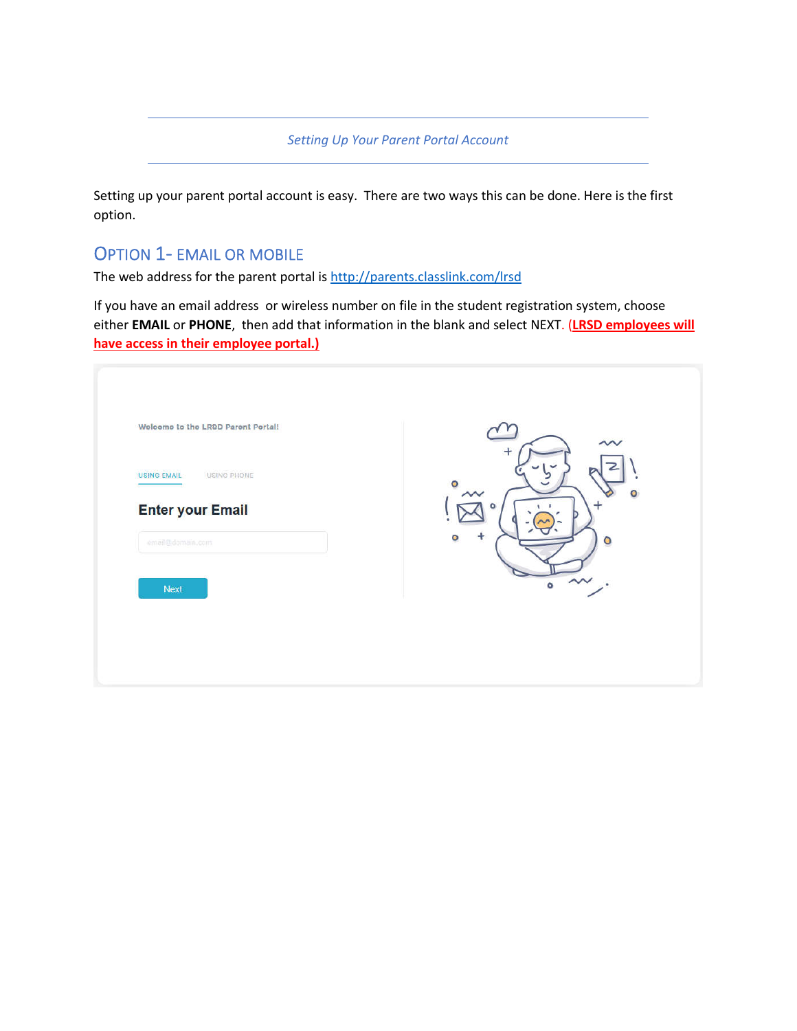*Setting Up Your Parent Portal Account*

Setting up your parent portal account is easy. There are two ways this can be done. Here is the first option.

## OPTION 1- EMAIL OR MOBILE

The web address for the parent portal is http://parents.classlink.com/lrsd

If you have an email address or wireless number on file in the student registration system, choose either **EMAIL** or **PHONE**, then add that information in the blank and select NEXT. **(LRSD employees will have access in their employee portal.)**

Welcome to the LRSD Parent Portal!

USING EMAIL USING PHONE

Enter your Email

email@domain.com

Next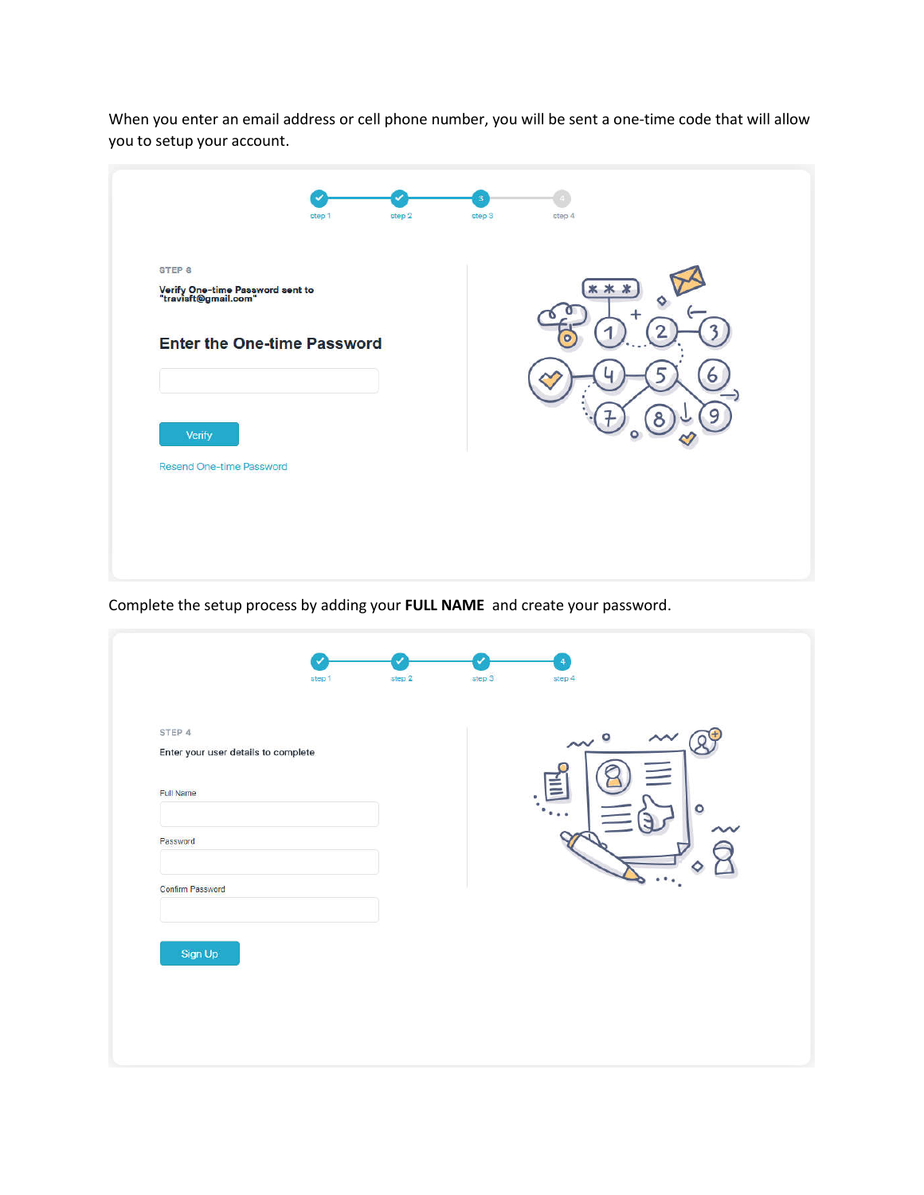When you enter an email address or cell phone number, you will be sent a one-time code that will allow you to setup your account.

step 1 step 2 step 3 step 4

STEP 3

Verify One-time Password sent to "traviaft@gmail.com"

Enter the One-time Password

Verify

Resend One-time Password

Complete the setup process by adding your **FULL NAME** and create your password.

step 1 step 2 step 3 step 4

STEP 4

Enter your user details to complete

Full Name

Password

Confirm Password

Sign Up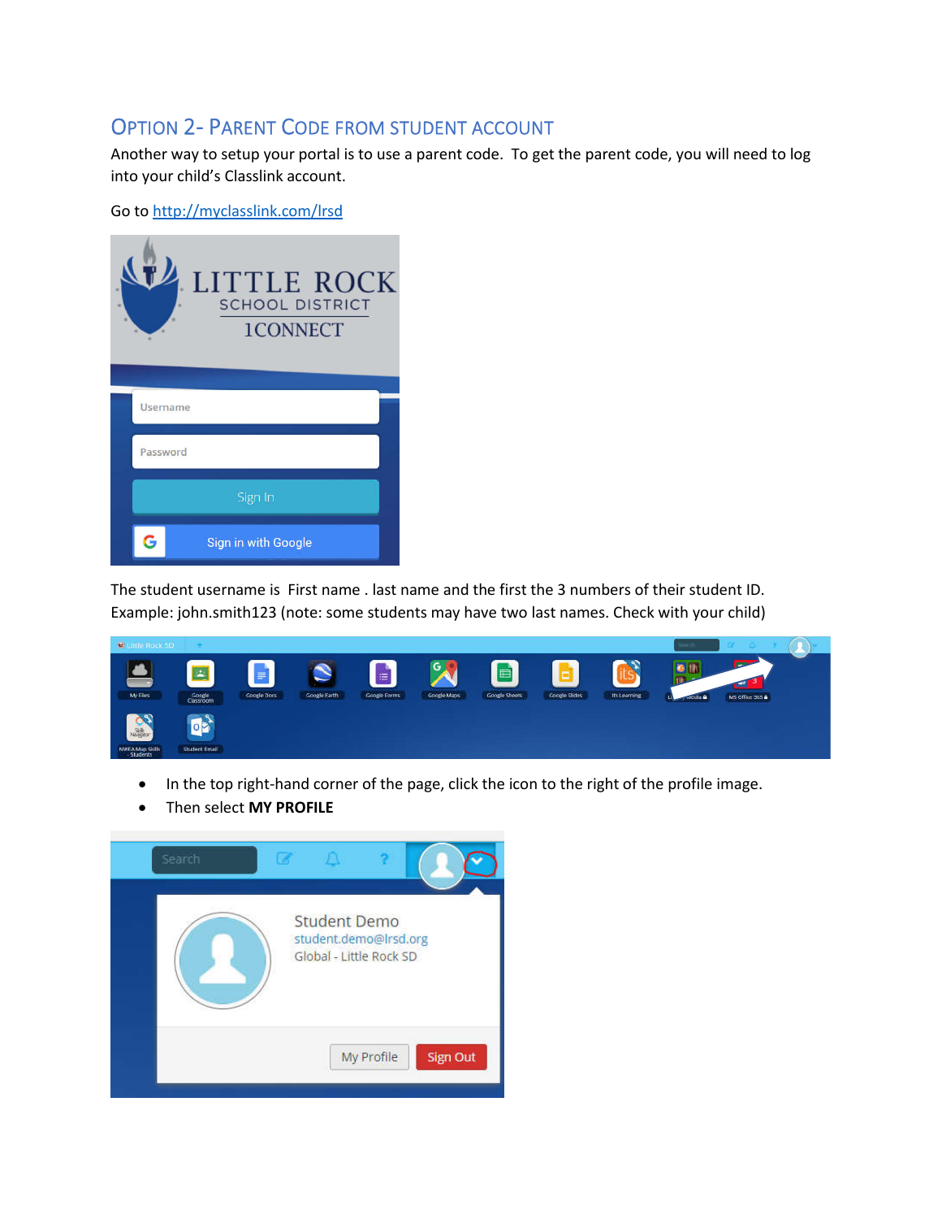## Option 2- Parent Code from Student Account

Another way to setup your portal is to use a parent code. To get the parent code, you will need to log into your child's Classlink account.

Go to http://myclasslink.com/lrsd

The student username is First name . last name and the first the 3 numbers of their student ID. Example: john.smith123 (note: some students may have two last names. Check with your child)

- In the top right-hand corner of the page, click the icon to the right of the profile image.
- Then select **MY PROFILE**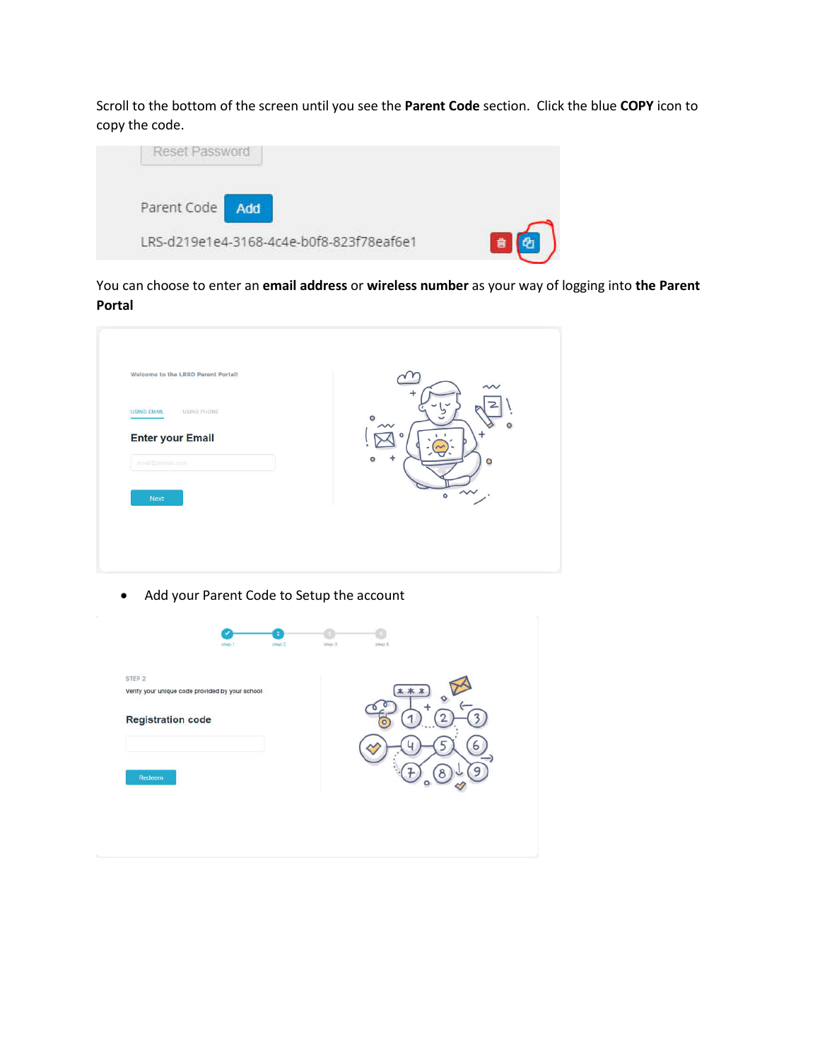Scroll to the bottom of the screen until you see the **Parent Code** section. Click the blue **COPY** icon to copy the code.

You can choose to enter an **email address** or **wireless number** as your way of logging into **the Parent Portal**

- Add your Parent Code to Setup the account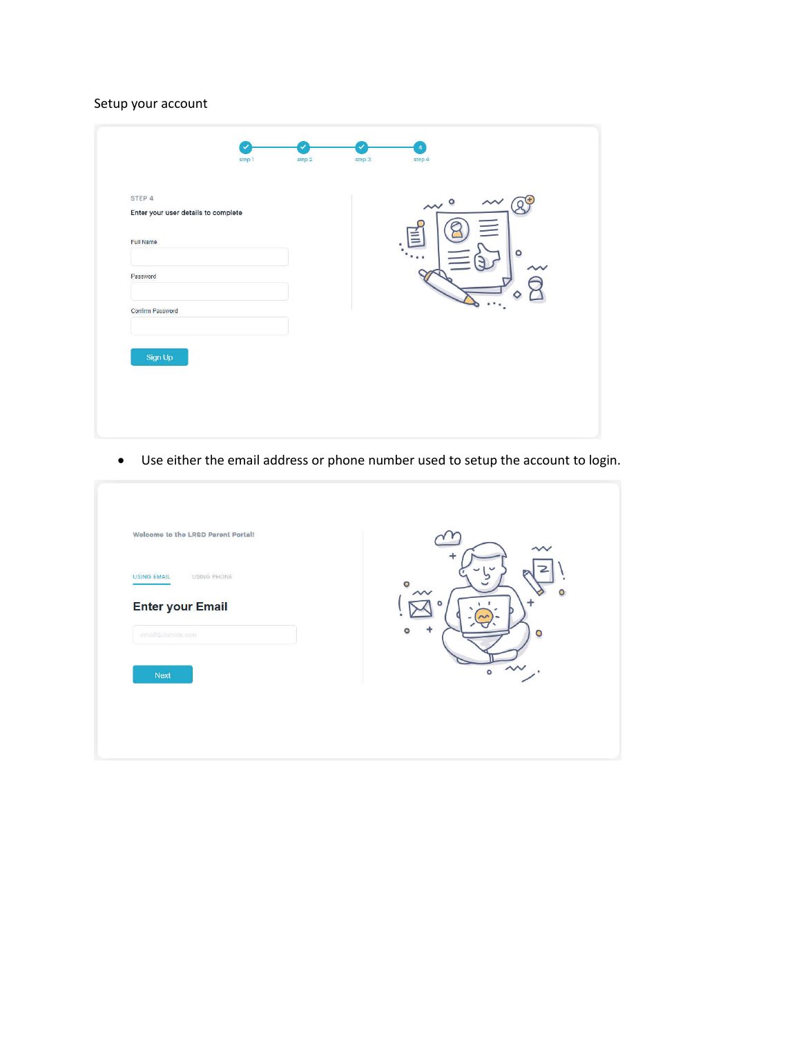Setup your account

STEP 4

Enter your user details to complete

Full Name

Password

Confirm Password

Sign Up

- Use either the email address or phone number used to setup the account to login.

Welcome to the LRSD Parent Portal!

USING EMAIL USING PHONE

Enter your Email

Next